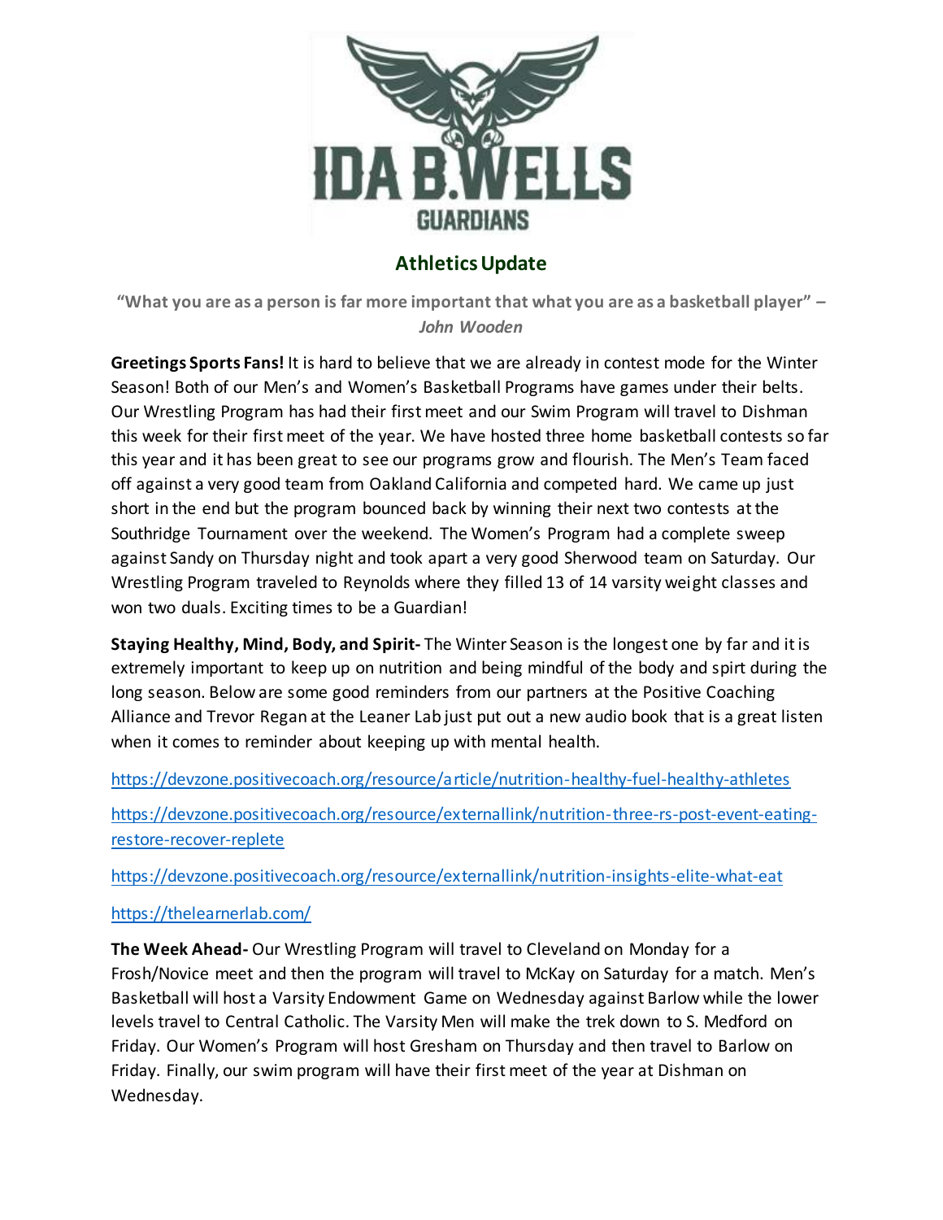# Athletics Update

**"What you are as a person is far more important that what you are as a basketball player" –** ***John Wooden***

**Greetings Sports Fans!** It is hard to believe that we are already in contest mode for the Winter Season! Both of our Men's and Women's Basketball Programs have games under their belts. Our Wrestling Program has had their first meet and our Swim Program will travel to Dishman this week for their first meet of the year. We have hosted three home basketball contests so far this year and it has been great to see our programs grow and flourish. The Men's Team faced off against a very good team from Oakland California and competed hard. We came up just short in the end but the program bounced back by winning their next two contests at the Southridge Tournament over the weekend. The Women's Program had a complete sweep against Sandy on Thursday night and took apart a very good Sherwood team on Saturday. Our Wrestling Program traveled to Reynolds where they filled 13 of 14 varsity weight classes and won two duals. Exciting times to be a Guardian!

**Staying Healthy, Mind, Body, and Spirit-** The Winter Season is the longest one by far and it is extremely important to keep up on nutrition and being mindful of the body and spirt during the long season. Below are some good reminders from our partners at the Positive Coaching Alliance and Trevor Regan at the Leaner Lab just put out a new audio book that is a great listen when it comes to reminder about keeping up with mental health.

https://devzone.positivecoach.org/resource/article/nutrition-healthy-fuel-healthy-athletes

https://devzone.positivecoach.org/resource/externallink/nutrition-three-rs-post-event-eating-restore-recover-replete

https://devzone.positivecoach.org/resource/externallink/nutrition-insights-elite-what-eat

https://thelearnerlab.com/

**The Week Ahead-** Our Wrestling Program will travel to Cleveland on Monday for a Frosh/Novice meet and then the program will travel to McKay on Saturday for a match. Men's Basketball will host a Varsity Endowment Game on Wednesday against Barlow while the lower levels travel to Central Catholic. The Varsity Men will make the trek down to S. Medford on Friday. Our Women's Program will host Gresham on Thursday and then travel to Barlow on Friday. Finally, our swim program will have their first meet of the year at Dishman on Wednesday.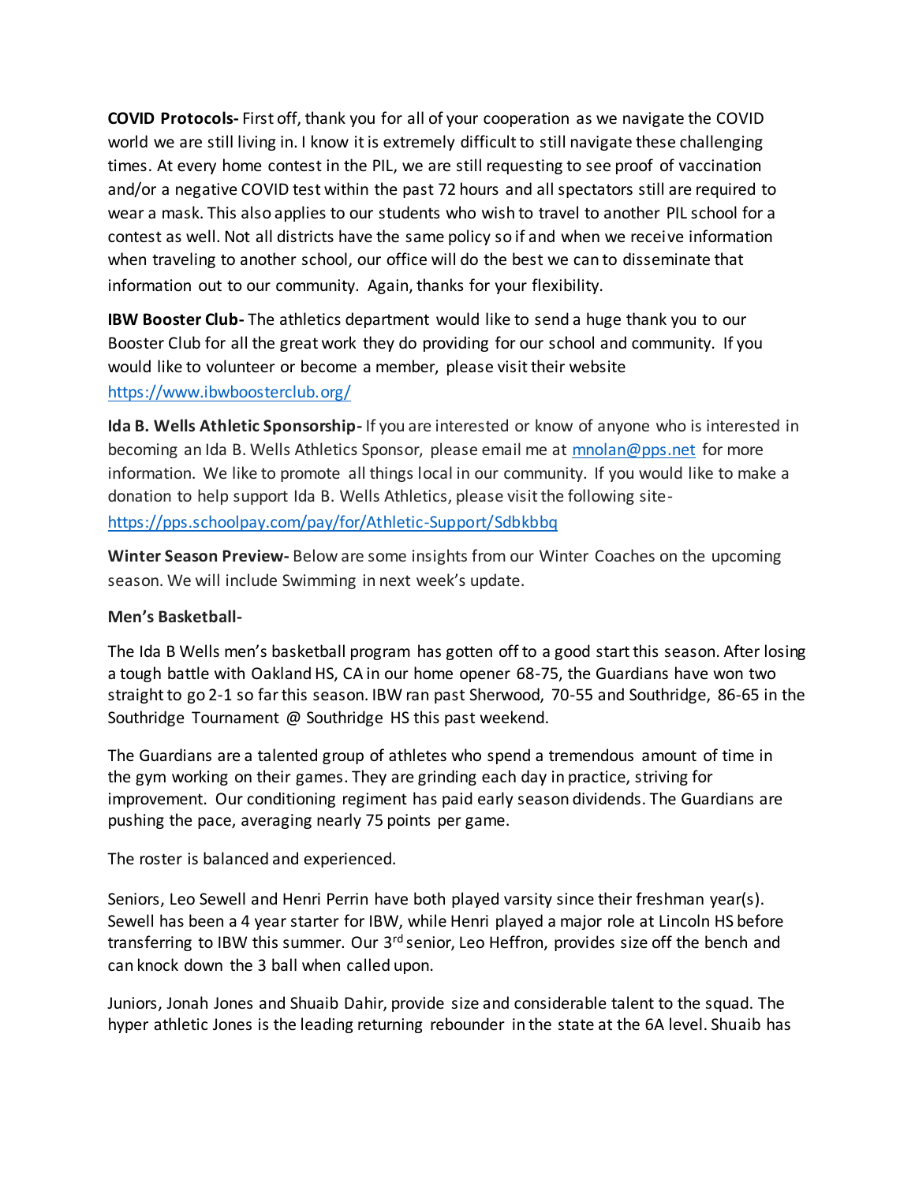**COVID Protocols-** First off, thank you for all of your cooperation as we navigate the COVID world we are still living in. I know it is extremely difficult to still navigate these challenging times. At every home contest in the PIL, we are still requesting to see proof of vaccination and/or a negative COVID test within the past 72 hours and all spectators still are required to wear a mask. This also applies to our students who wish to travel to another PIL school for a contest as well. Not all districts have the same policy so if and when we receive information when traveling to another school, our office will do the best we can to disseminate that information out to our community. Again, thanks for your flexibility.

**IBW Booster Club-** The athletics department would like to send a huge thank you to our Booster Club for all the great work they do providing for our school and community. If you would like to volunteer or become a member, please visit their website https://www.ibwboosterclub.org/

**Ida B. Wells Athletic Sponsorship-** If you are interested or know of anyone who is interested in becoming an Ida B. Wells Athletics Sponsor, please email me at mnolan@pps.net for more information. We like to promote all things local in our community. If you would like to make a donation to help support Ida B. Wells Athletics, please visit the following site- https://pps.schoolpay.com/pay/for/Athletic-Support/Sdbkbbq

**Winter Season Preview-** Below are some insights from our Winter Coaches on the upcoming season. We will include Swimming in next week's update.

**Men's Basketball-**

The Ida B Wells men's basketball program has gotten off to a good start this season. After losing a tough battle with Oakland HS, CA in our home opener 68-75, the Guardians have won two straight to go 2-1 so far this season. IBW ran past Sherwood, 70-55 and Southridge, 86-65 in the Southridge Tournament @ Southridge HS this past weekend.

The Guardians are a talented group of athletes who spend a tremendous amount of time in the gym working on their games. They are grinding each day in practice, striving for improvement. Our conditioning regiment has paid early season dividends. The Guardians are pushing the pace, averaging nearly 75 points per game.

The roster is balanced and experienced.

Seniors, Leo Sewell and Henri Perrin have both played varsity since their freshman year(s). Sewell has been a 4 year starter for IBW, while Henri played a major role at Lincoln HS before transferring to IBW this summer. Our 3rd senior, Leo Heffron, provides size off the bench and can knock down the 3 ball when called upon.

Juniors, Jonah Jones and Shuaib Dahir, provide size and considerable talent to the squad. The hyper athletic Jones is the leading returning rebounder in the state at the 6A level. Shuaib has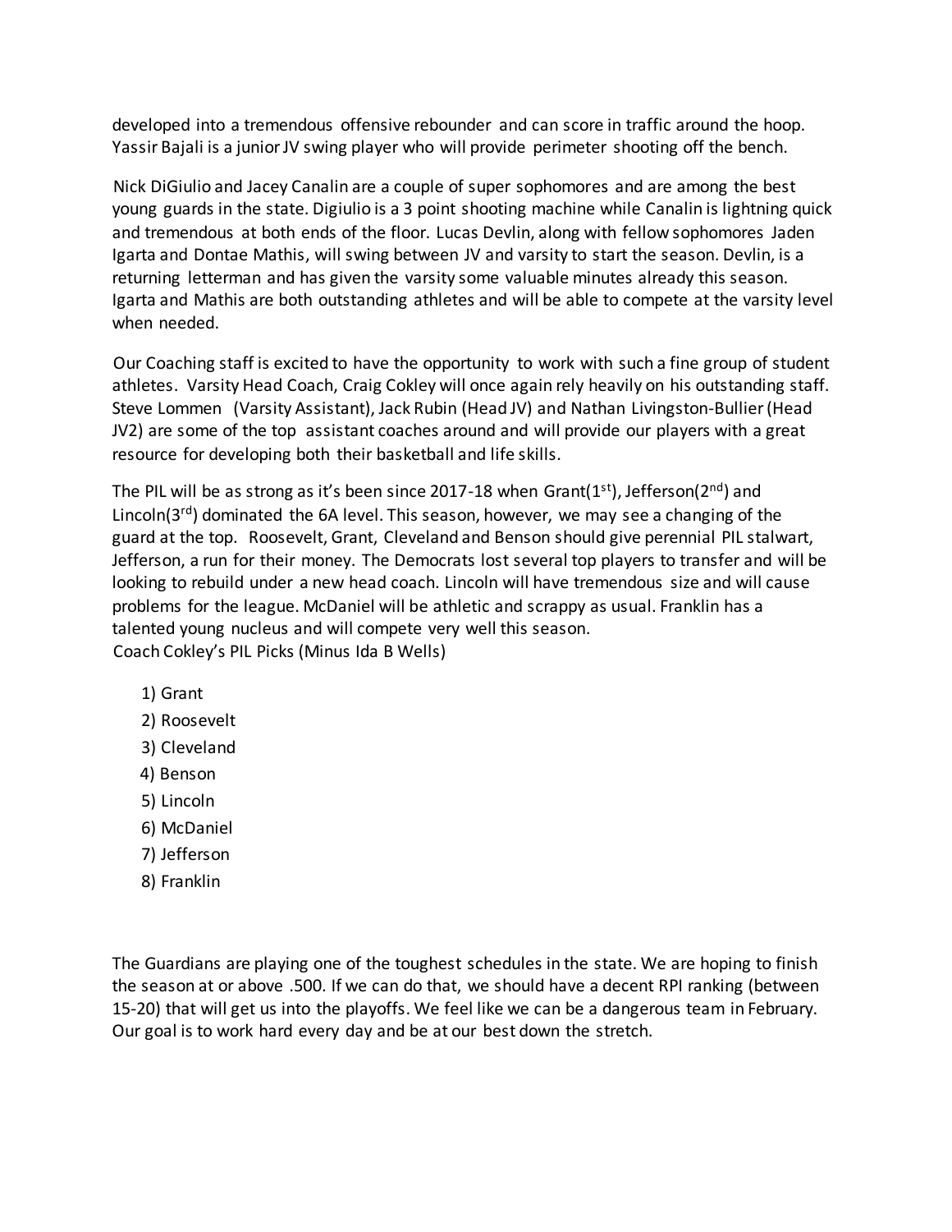developed into a tremendous offensive rebounder and can score in traffic around the hoop. Yassir Bajali is a junior JV swing player who will provide perimeter shooting off the bench.

Nick DiGiulio and Jacey Canalin are a couple of super sophomores and are among the best young guards in the state. Digiulio is a 3 point shooting machine while Canalin is lightning quick and tremendous at both ends of the floor. Lucas Devlin, along with fellow sophomores Jaden Igarta and Dontae Mathis, will swing between JV and varsity to start the season. Devlin, is a returning letterman and has given the varsity some valuable minutes already this season. Igarta and Mathis are both outstanding athletes and will be able to compete at the varsity level when needed.

Our Coaching staff is excited to have the opportunity to work with such a fine group of student athletes. Varsity Head Coach, Craig Cokley will once again rely heavily on his outstanding staff. Steve Lommen (Varsity Assistant), Jack Rubin (Head JV) and Nathan Livingston-Bullier (Head JV2) are some of the top assistant coaches around and will provide our players with a great resource for developing both their basketball and life skills.

The PIL will be as strong as it's been since 2017-18 when Grant(1st), Jefferson(2nd) and Lincoln(3rd) dominated the 6A level. This season, however, we may see a changing of the guard at the top. Roosevelt, Grant, Cleveland and Benson should give perennial PIL stalwart, Jefferson, a run for their money. The Democrats lost several top players to transfer and will be looking to rebuild under a new head coach. Lincoln will have tremendous size and will cause problems for the league. McDaniel will be athletic and scrappy as usual. Franklin has a talented young nucleus and will compete very well this season.
Coach Cokley's PIL Picks (Minus Ida B Wells)

1) Grant
2) Roosevelt
3) Cleveland
4) Benson
5) Lincoln
6) McDaniel
7) Jefferson
8) Franklin

The Guardians are playing one of the toughest schedules in the state. We are hoping to finish the season at or above .500. If we can do that, we should have a decent RPI ranking (between 15-20) that will get us into the playoffs. We feel like we can be a dangerous team in February. Our goal is to work hard every day and be at our best down the stretch.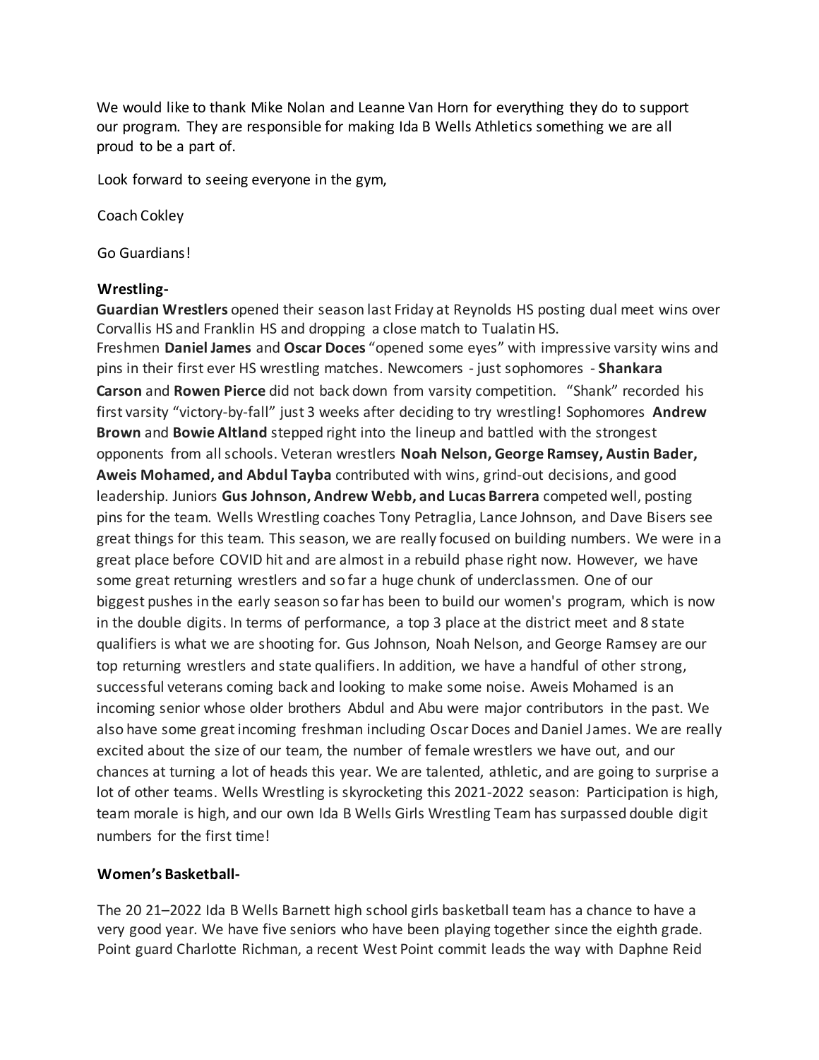We would like to thank Mike Nolan and Leanne Van Horn for everything they do to support our program. They are responsible for making Ida B Wells Athletics something we are all proud to be a part of.

Look forward to seeing everyone in the gym,

Coach Cokley

Go Guardians!

**Wrestling-**

**Guardian Wrestlers** opened their season last Friday at Reynolds HS posting dual meet wins over Corvallis HS and Franklin HS and dropping a close match to Tualatin HS. Freshmen **Daniel James** and **Oscar Doces** "opened some eyes" with impressive varsity wins and pins in their first ever HS wrestling matches. Newcomers - just sophomores - **Shankara Carson** and **Rowen Pierce** did not back down from varsity competition. "Shank" recorded his first varsity "victory-by-fall" just 3 weeks after deciding to try wrestling! Sophomores **Andrew Brown** and **Bowie Altland** stepped right into the lineup and battled with the strongest opponents from all schools. Veteran wrestlers **Noah Nelson, George Ramsey, Austin Bader, Aweis Mohamed, and Abdul Tayba** contributed with wins, grind-out decisions, and good leadership. Juniors **Gus Johnson, Andrew Webb, and Lucas Barrera** competed well, posting pins for the team. Wells Wrestling coaches Tony Petraglia, Lance Johnson, and Dave Bisers see great things for this team. This season, we are really focused on building numbers. We were in a great place before COVID hit and are almost in a rebuild phase right now. However, we have some great returning wrestlers and so far a huge chunk of underclassmen. One of our biggest pushes in the early season so far has been to build our women's program, which is now in the double digits. In terms of performance, a top 3 place at the district meet and 8 state qualifiers is what we are shooting for. Gus Johnson, Noah Nelson, and George Ramsey are our top returning wrestlers and state qualifiers. In addition, we have a handful of other strong, successful veterans coming back and looking to make some noise. Aweis Mohamed is an incoming senior whose older brothers Abdul and Abu were major contributors in the past. We also have some great incoming freshman including Oscar Doces and Daniel James. We are really excited about the size of our team, the number of female wrestlers we have out, and our chances at turning a lot of heads this year. We are talented, athletic, and are going to surprise a lot of other teams. Wells Wrestling is skyrocketing this 2021-2022 season: Participation is high, team morale is high, and our own Ida B Wells Girls Wrestling Team has surpassed double digit numbers for the first time!

**Women's Basketball-**

The 20 21–2022 Ida B Wells Barnett high school girls basketball team has a chance to have a very good year. We have five seniors who have been playing together since the eighth grade. Point guard Charlotte Richman, a recent West Point commit leads the way with Daphne Reid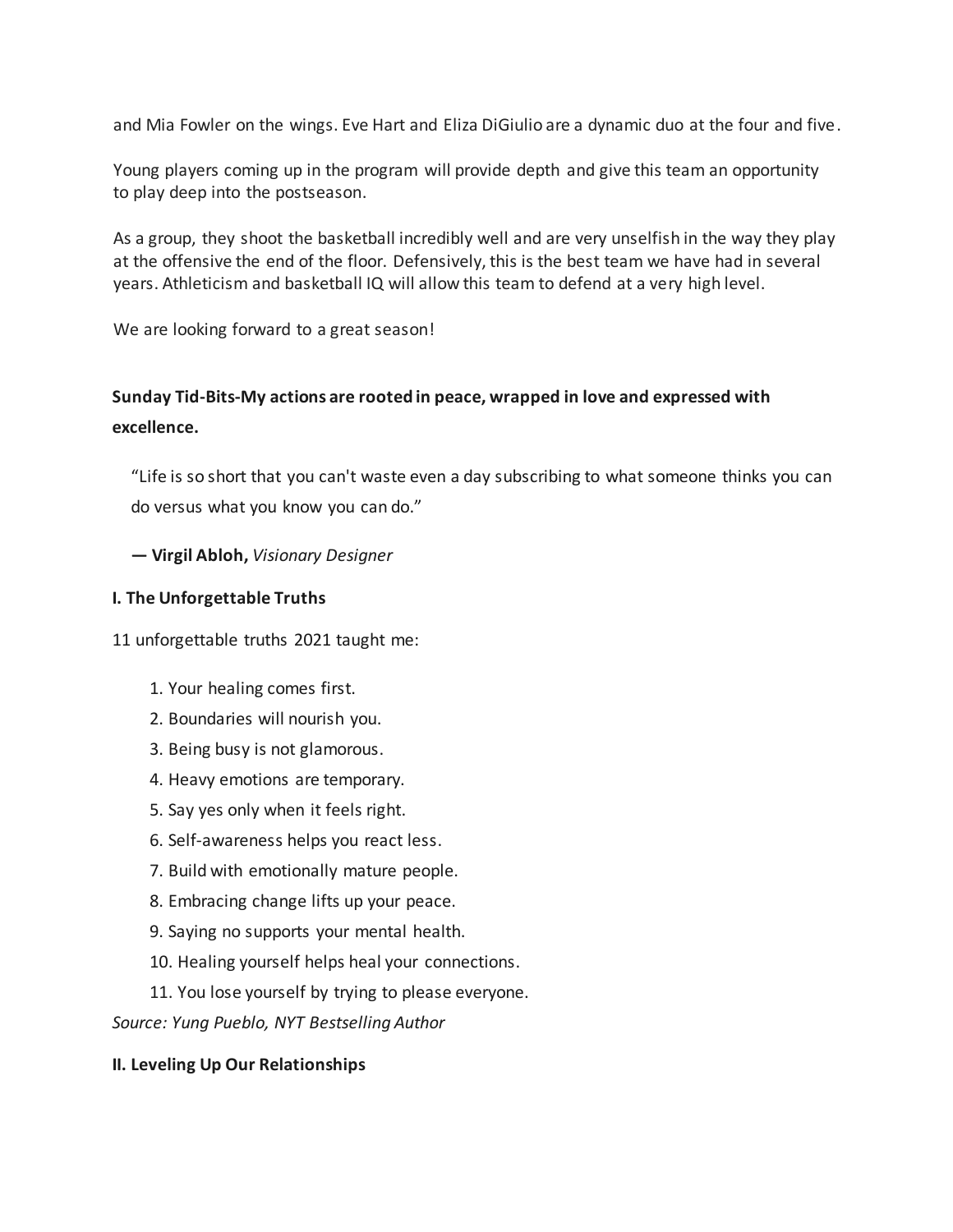and Mia Fowler on the wings. Eve Hart and Eliza DiGiulio are a dynamic duo at the four and five.

Young players coming up in the program will provide depth and give this team an opportunity to play deep into the postseason.

As a group, they shoot the basketball incredibly well and are very unselfish in the way they play at the offensive the end of the floor. Defensively, this is the best team we have had in several years. Athleticism and basketball IQ will allow this team to defend at a very high level.

We are looking forward to a great season!

**Sunday Tid-Bits-My actions are rooted in peace, wrapped in love and expressed with excellence.**

"Life is so short that you can't waste even a day subscribing to what someone thinks you can do versus what you know you can do."

**— Virgil Abloh,** *Visionary Designer*

**I. The Unforgettable Truths**

11 unforgettable truths 2021 taught me:

1. Your healing comes first.
2. Boundaries will nourish you.
3. Being busy is not glamorous.
4. Heavy emotions are temporary.
5. Say yes only when it feels right.
6. Self-awareness helps you react less.
7. Build with emotionally mature people.
8. Embracing change lifts up your peace.
9. Saying no supports your mental health.
10. Healing yourself helps heal your connections.
11. You lose yourself by trying to please everyone.

*Source: Yung Pueblo, NYT Bestselling Author*

**II. Leveling Up Our Relationships**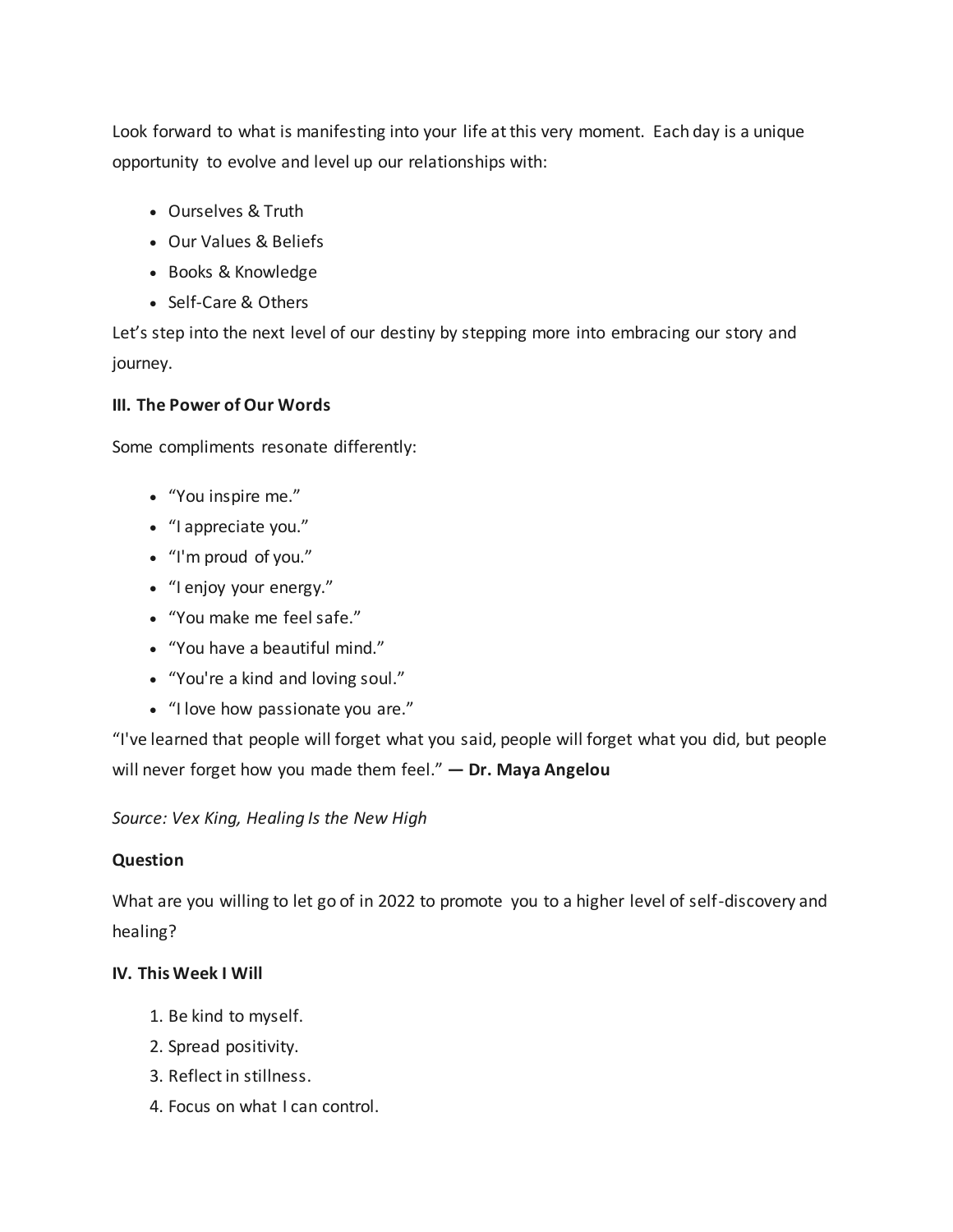Look forward to what is manifesting into your life at this very moment. Each day is a unique opportunity to evolve and level up our relationships with:

- Ourselves & Truth
- Our Values & Beliefs
- Books & Knowledge
- Self-Care & Others

Let's step into the next level of our destiny by stepping more into embracing our story and journey.

**III. The Power of Our Words**

Some compliments resonate differently:

- "You inspire me."
- "I appreciate you."
- "I'm proud of you."
- "I enjoy your energy."
- "You make me feel safe."
- "You have a beautiful mind."
- "You're a kind and loving soul."
- "I love how passionate you are."

"I've learned that people will forget what you said, people will forget what you did, but people will never forget how you made them feel." **— Dr. Maya Angelou**

*Source: Vex King, Healing Is the New High*

**Question**

What are you willing to let go of in 2022 to promote you to a higher level of self-discovery and healing?

**IV. This Week I Will**

1. Be kind to myself.
2. Spread positivity.
3. Reflect in stillness.
4. Focus on what I can control.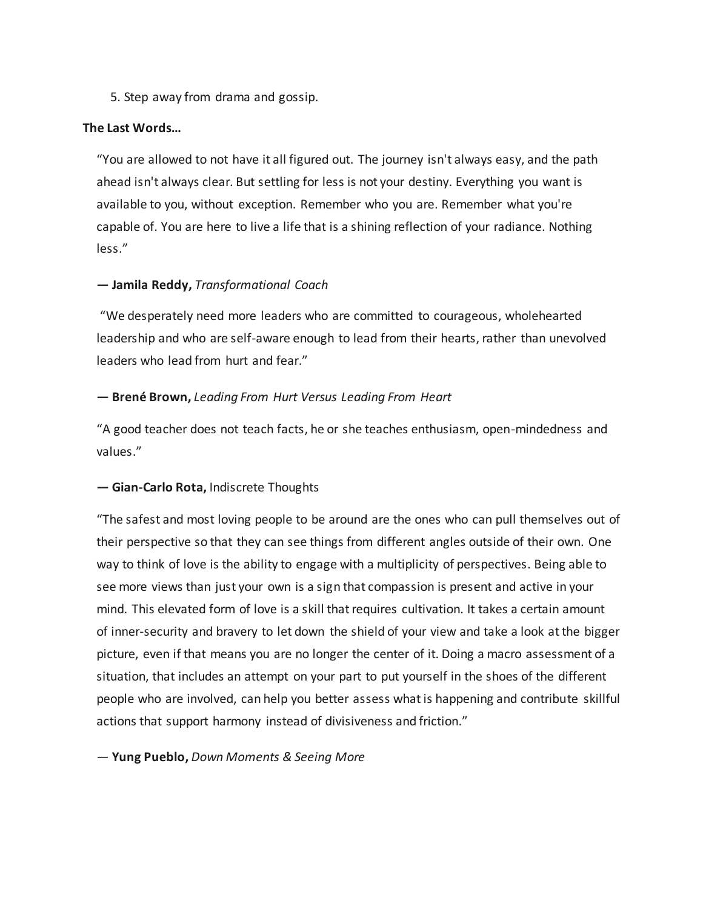5. Step away from drama and gossip.

**The Last Words…**

“You are allowed to not have it all figured out. The journey isn't always easy, and the path ahead isn't always clear. But settling for less is not your destiny. Everything you want is available to you, without exception. Remember who you are. Remember what you're capable of. You are here to live a life that is a shining reflection of your radiance. Nothing less.”

**— Jamila Reddy,** *Transformational Coach*

“We desperately need more leaders who are committed to courageous, wholehearted leadership and who are self-aware enough to lead from their hearts, rather than unevolved leaders who lead from hurt and fear.”

**— Brené Brown,** *Leading From Hurt Versus Leading From Heart*

“A good teacher does not teach facts, he or she teaches enthusiasm, open-mindedness and values.”

**— Gian-Carlo Rota,** Indiscrete Thoughts

“The safest and most loving people to be around are the ones who can pull themselves out of their perspective so that they can see things from different angles outside of their own. One way to think of love is the ability to engage with a multiplicity of perspectives. Being able to see more views than just your own is a sign that compassion is present and active in your mind. This elevated form of love is a skill that requires cultivation. It takes a certain amount of inner-security and bravery to let down the shield of your view and take a look at the bigger picture, even if that means you are no longer the center of it. Doing a macro assessment of a situation, that includes an attempt on your part to put yourself in the shoes of the different people who are involved, can help you better assess what is happening and contribute skillful actions that support harmony instead of divisiveness and friction.”

— **Yung Pueblo,** *Down Moments & Seeing More*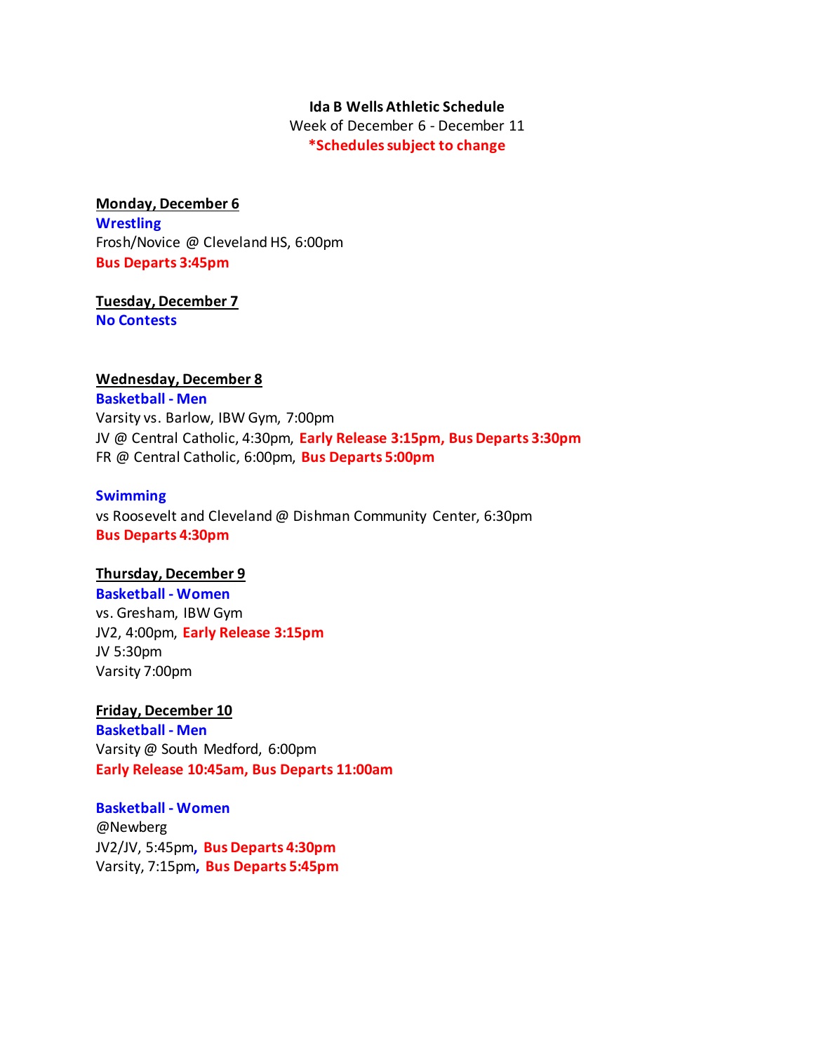**Ida B Wells Athletic Schedule**

Week of December 6 - December 11

***Schedules subject to change**

**Monday, December 6**

**Wrestling**

Frosh/Novice @ Cleveland HS, 6:00pm

**Bus Departs 3:45pm**

**Tuesday, December 7**

**No Contests**

**Wednesday, December 8**

**Basketball - Men**

Varsity vs. Barlow, IBW Gym, 7:00pm

JV @ Central Catholic, 4:30pm, **Early Release 3:15pm, Bus Departs 3:30pm**

FR @ Central Catholic, 6:00pm, **Bus Departs 5:00pm**

**Swimming**

vs Roosevelt and Cleveland @ Dishman Community Center, 6:30pm

**Bus Departs 4:30pm**

**Thursday, December 9**

**Basketball - Women**

vs. Gresham, IBW Gym

JV2, 4:00pm, **Early Release 3:15pm**

JV 5:30pm

Varsity 7:00pm

**Friday, December 10**

**Basketball - Men**

Varsity @ South Medford, 6:00pm

**Early Release 10:45am, Bus Departs 11:00am**

**Basketball - Women**

@Newberg

JV2/JV, 5:45pm, **Bus Departs 4:30pm**

Varsity, 7:15pm, **Bus Departs 5:45pm**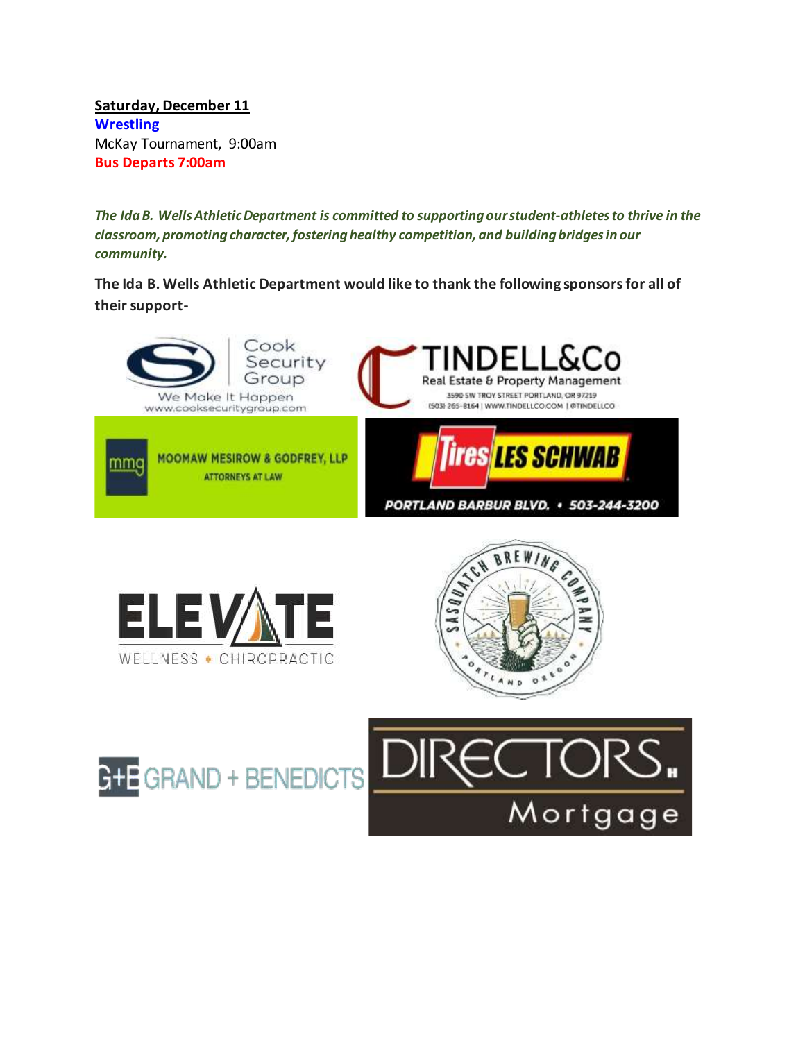**Saturday, December 11**

**Wrestling**

McKay Tournament, 9:00am

**Bus Departs 7:00am**

***The Ida B. Wells Athletic Department is committed to supporting our student-athletes to thrive in the classroom, promoting character, fostering healthy competition, and building bridges in our community.***

**The Ida B. Wells Athletic Department would like to thank the following sponsors for all of their support-**

Cook Security Group
We Make It Happen
www.cooksecuritygroup.com

TINDELL&Co
Real Estate & Property Management
3590 SW TROY STREET PORTLAND, OR 97219
(503) 265-8164 | WWW.TINDELLCO.COM | @TINDELLCO

mmg MOOMAW MESIROW & GODFREY, LLP
ATTORNEYS AT LAW

Tires LES SCHWAB
PORTLAND BARBUR BLVD. • 503-244-3200

ELEVATE
WELLNESS • CHIROPRACTIC

SASQUATCH BREWING COMPANY
PORTLAND OREGON

G+B GRAND + BENEDICTS

DIRECTORS
Mortgage